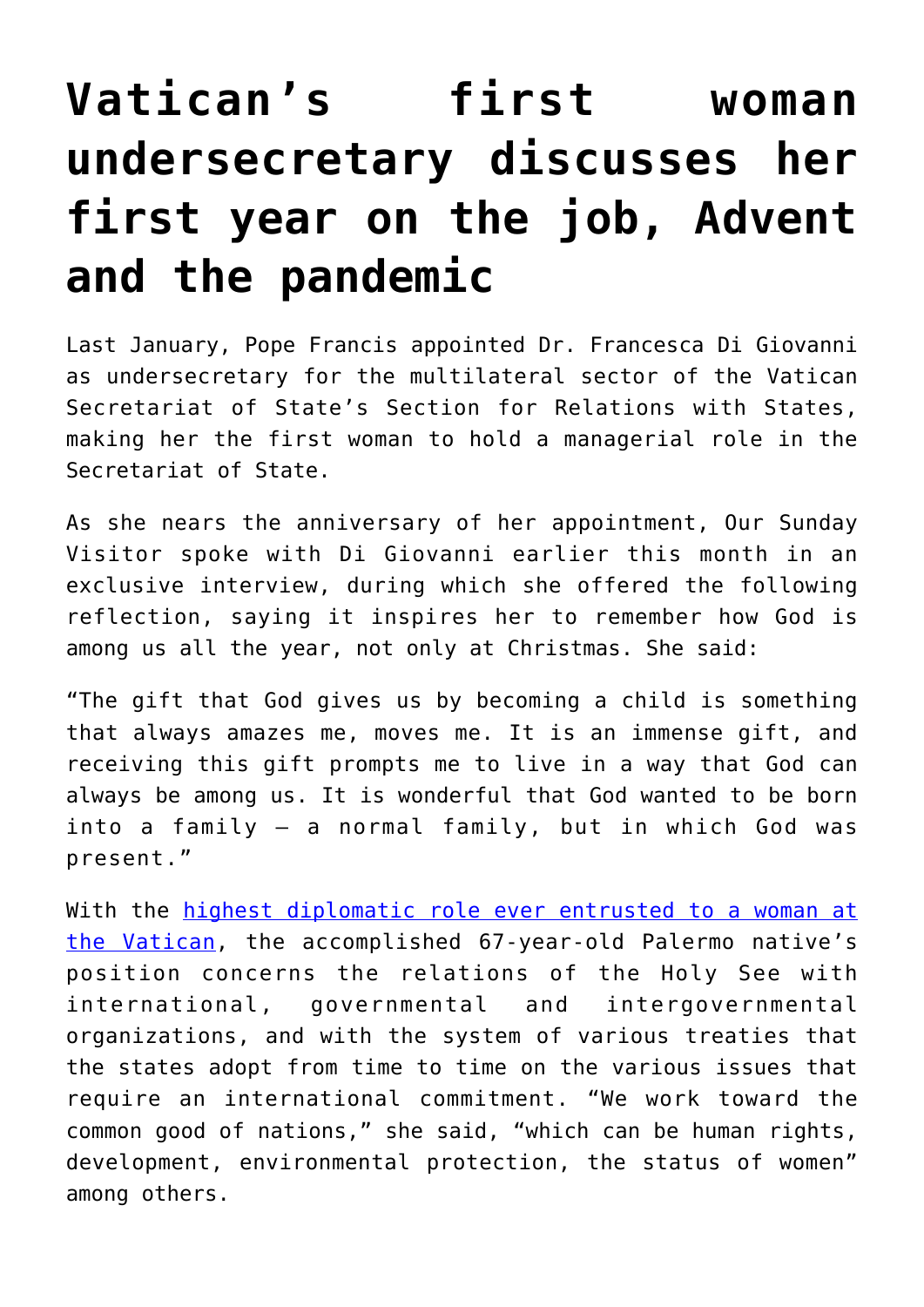# Vatican's first woman undersecretary discusses her first year on the job, Advent and the pandemic

Last January, Pope Francis appointed Dr. Francesca Di Giovanni as undersecretary for the multilateral sector of the Vatican Secretariat of State's Section for Relations with States, making her the first woman to hold a managerial role in the Secretariat of State.

As she nears the anniversary of her appointment, Our Sunday Visitor spoke with Di Giovanni earlier this month in an exclusive interview, during which she offered the following reflection, saying it inspires her to remember how God is among us all the year, not only at Christmas. She said:

"The gift that God gives us by becoming a child is something that always amazes me, moves me. It is an immense gift, and receiving this gift prompts me to live in a way that God can always be among us. It is wonderful that God wanted to be born into a family — a normal family, but in which God was present."

With the [highest diplomatic role ever entrusted to a woman at the Vatican](), the accomplished 67-year-old Palermo native's position concerns the relations of the Holy See with international, governmental and intergovernmental organizations, and with the system of various treaties that the states adopt from time to time on the various issues that require an international commitment. "We work toward the common good of nations," she said, "which can be human rights, development, environmental protection, the status of women" among others.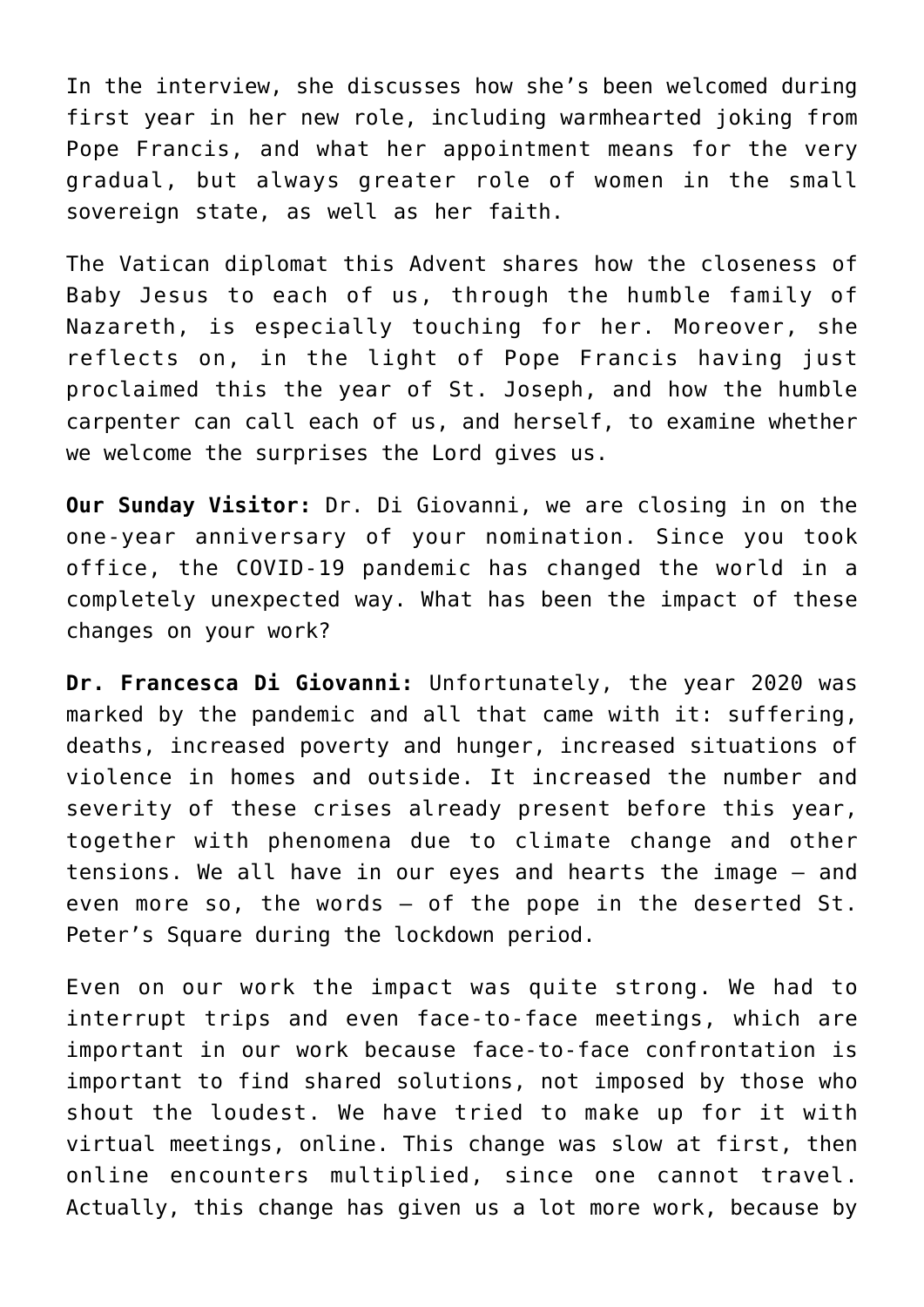In the interview, she discusses how she's been welcomed during first year in her new role, including warmhearted joking from Pope Francis, and what her appointment means for the very gradual, but always greater role of women in the small sovereign state, as well as her faith.

The Vatican diplomat this Advent shares how the closeness of Baby Jesus to each of us, through the humble family of Nazareth, is especially touching for her. Moreover, she reflects on, in the light of Pope Francis having just proclaimed this the year of St. Joseph, and how the humble carpenter can call each of us, and herself, to examine whether we welcome the surprises the Lord gives us.

**Our Sunday Visitor:** Dr. Di Giovanni, we are closing in on the one-year anniversary of your nomination. Since you took office, the COVID-19 pandemic has changed the world in a completely unexpected way. What has been the impact of these changes on your work?

**Dr. Francesca Di Giovanni:** Unfortunately, the year 2020 was marked by the pandemic and all that came with it: suffering, deaths, increased poverty and hunger, increased situations of violence in homes and outside. It increased the number and severity of these crises already present before this year, together with phenomena due to climate change and other tensions. We all have in our eyes and hearts the image — and even more so, the words — of the pope in the deserted St. Peter's Square during the lockdown period.

Even on our work the impact was quite strong. We had to interrupt trips and even face-to-face meetings, which are important in our work because face-to-face confrontation is important to find shared solutions, not imposed by those who shout the loudest. We have tried to make up for it with virtual meetings, online. This change was slow at first, then online encounters multiplied, since one cannot travel. Actually, this change has given us a lot more work, because by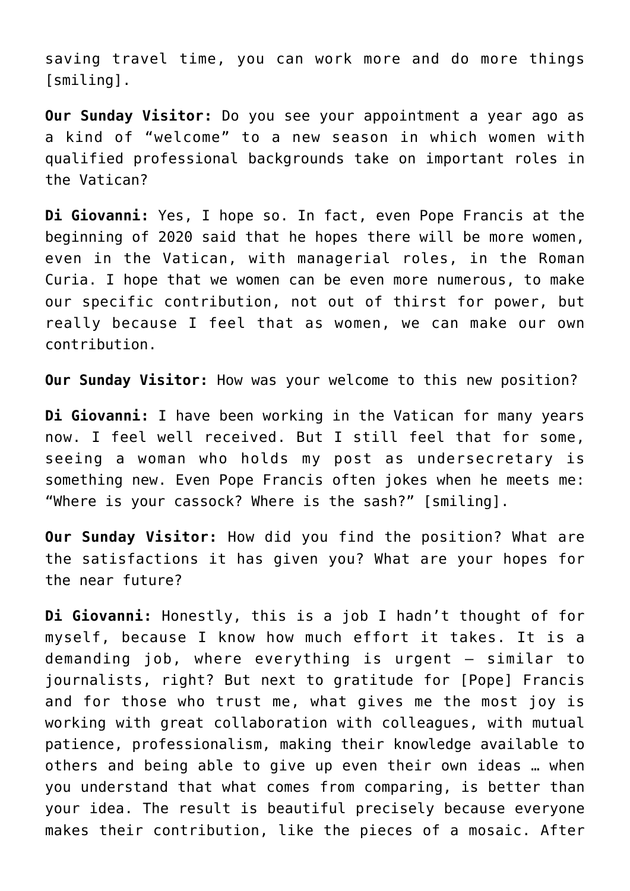saving travel time, you can work more and do more things [smiling].

**Our Sunday Visitor:** Do you see your appointment a year ago as a kind of "welcome" to a new season in which women with qualified professional backgrounds take on important roles in the Vatican?

**Di Giovanni:** Yes, I hope so. In fact, even Pope Francis at the beginning of 2020 said that he hopes there will be more women, even in the Vatican, with managerial roles, in the Roman Curia. I hope that we women can be even more numerous, to make our specific contribution, not out of thirst for power, but really because I feel that as women, we can make our own contribution.

**Our Sunday Visitor:** How was your welcome to this new position?

**Di Giovanni:** I have been working in the Vatican for many years now. I feel well received. But I still feel that for some, seeing a woman who holds my post as undersecretary is something new. Even Pope Francis often jokes when he meets me: "Where is your cassock? Where is the sash?" [smiling].

**Our Sunday Visitor:** How did you find the position? What are the satisfactions it has given you? What are your hopes for the near future?

**Di Giovanni:** Honestly, this is a job I hadn't thought of for myself, because I know how much effort it takes. It is a demanding job, where everything is urgent — similar to journalists, right? But next to gratitude for [Pope] Francis and for those who trust me, what gives me the most joy is working with great collaboration with colleagues, with mutual patience, professionalism, making their knowledge available to others and being able to give up even their own ideas … when you understand that what comes from comparing, is better than your idea. The result is beautiful precisely because everyone makes their contribution, like the pieces of a mosaic. After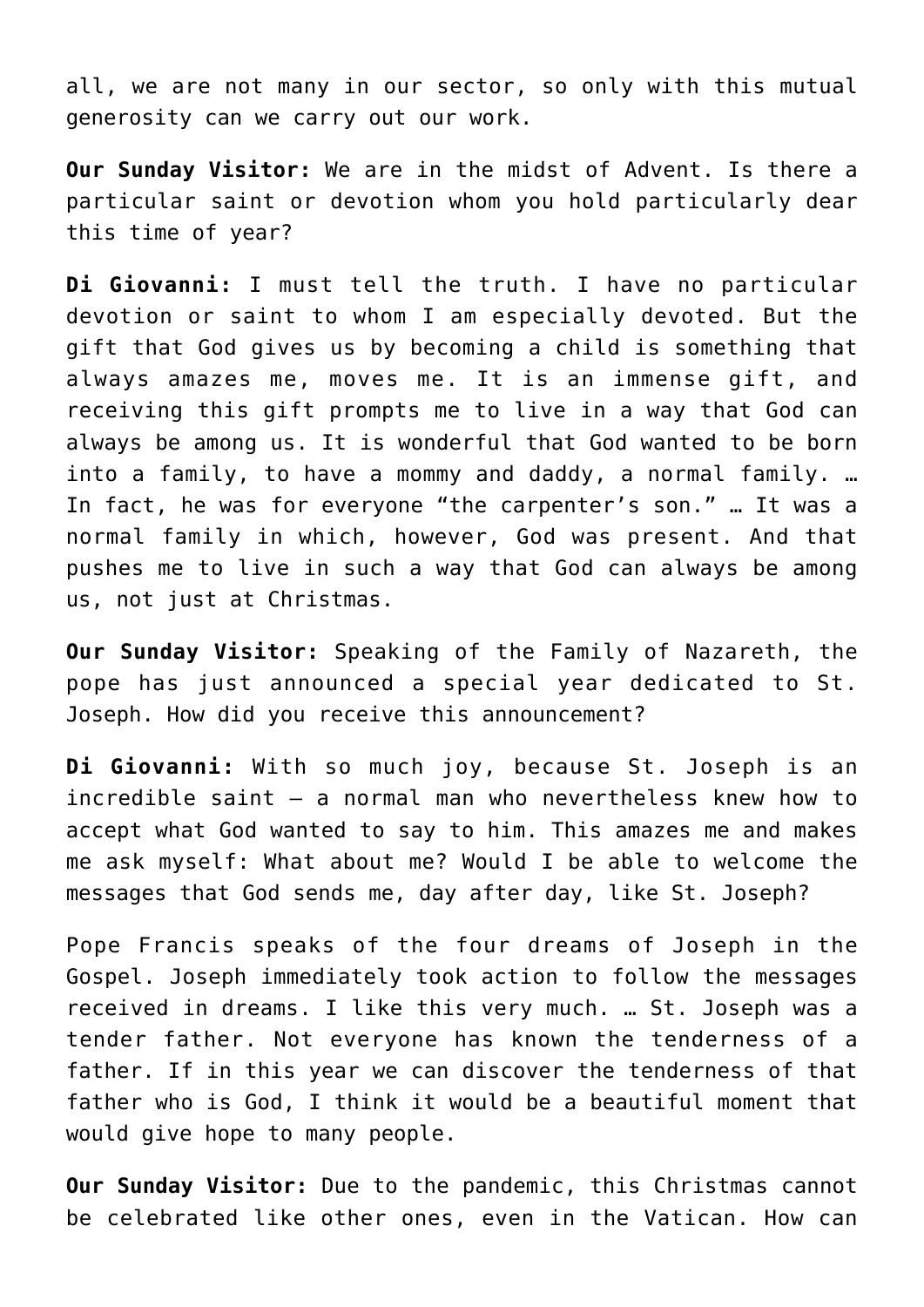all, we are not many in our sector, so only with this mutual generosity can we carry out our work.

**Our Sunday Visitor:** We are in the midst of Advent. Is there a particular saint or devotion whom you hold particularly dear this time of year?

**Di Giovanni:** I must tell the truth. I have no particular devotion or saint to whom I am especially devoted. But the gift that God gives us by becoming a child is something that always amazes me, moves me. It is an immense gift, and receiving this gift prompts me to live in a way that God can always be among us. It is wonderful that God wanted to be born into a family, to have a mommy and daddy, a normal family. … In fact, he was for everyone "the carpenter's son." … It was a normal family in which, however, God was present. And that pushes me to live in such a way that God can always be among us, not just at Christmas.

**Our Sunday Visitor:** Speaking of the Family of Nazareth, the pope has just announced a special year dedicated to St. Joseph. How did you receive this announcement?

**Di Giovanni:** With so much joy, because St. Joseph is an incredible saint — a normal man who nevertheless knew how to accept what God wanted to say to him. This amazes me and makes me ask myself: What about me? Would I be able to welcome the messages that God sends me, day after day, like St. Joseph?

Pope Francis speaks of the four dreams of Joseph in the Gospel. Joseph immediately took action to follow the messages received in dreams. I like this very much. … St. Joseph was a tender father. Not everyone has known the tenderness of a father. If in this year we can discover the tenderness of that father who is God, I think it would be a beautiful moment that would give hope to many people.

**Our Sunday Visitor:** Due to the pandemic, this Christmas cannot be celebrated like other ones, even in the Vatican. How can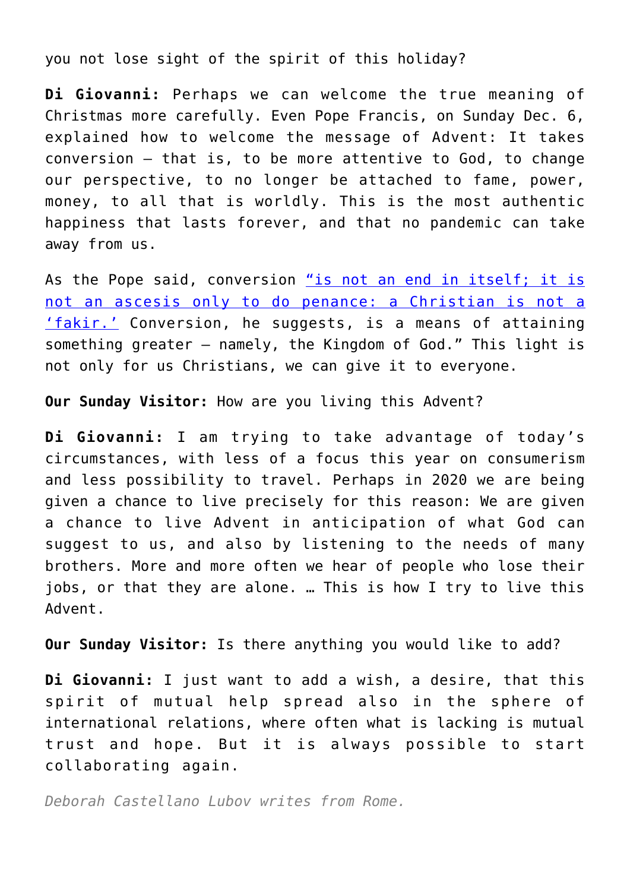you not lose sight of the spirit of this holiday?

**Di Giovanni:** Perhaps we can welcome the true meaning of Christmas more carefully. Even Pope Francis, on Sunday Dec. 6, explained how to welcome the message of Advent: It takes conversion — that is, to be more attentive to God, to change our perspective, to no longer be attached to fame, power, money, to all that is worldly. This is the most authentic happiness that lasts forever, and that no pandemic can take away from us.

As the Pope said, conversion "is not an end in itself; it is not an ascesis only to do penance: a Christian is not a 'fakir.' Conversion, he suggests, is a means of attaining something greater — namely, the Kingdom of God." This light is not only for us Christians, we can give it to everyone.

**Our Sunday Visitor:** How are you living this Advent?

**Di Giovanni:** I am trying to take advantage of today's circumstances, with less of a focus this year on consumerism and less possibility to travel. Perhaps in 2020 we are being given a chance to live precisely for this reason: We are given a chance to live Advent in anticipation of what God can suggest to us, and also by listening to the needs of many brothers. More and more often we hear of people who lose their jobs, or that they are alone. … This is how I try to live this Advent.

**Our Sunday Visitor:** Is there anything you would like to add?

**Di Giovanni:** I just want to add a wish, a desire, that this spirit of mutual help spread also in the sphere of international relations, where often what is lacking is mutual trust and hope. But it is always possible to start collaborating again.

*Deborah Castellano Lubov writes from Rome.*